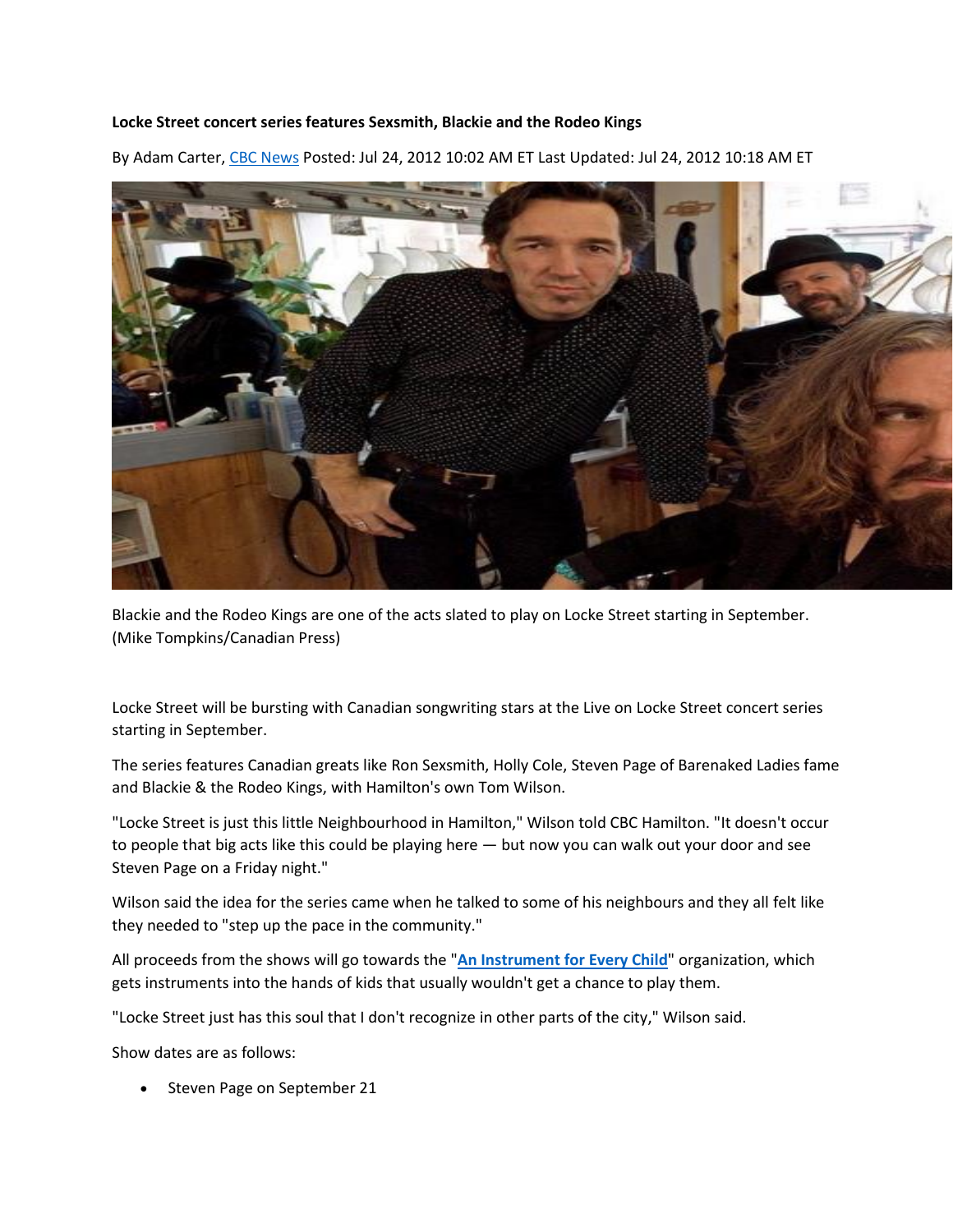**Locke Street concert series features Sexsmith, Blackie and the Rodeo Kings**

By Adam Carter, CBC News Posted: Jul 24, 2012 10:02 AM ET Last Updated: Jul 24, 2012 10:18 AM ET

Blackie and the Rodeo Kings are one of the acts slated to play on Locke Street starting in September. (Mike Tompkins/Canadian Press)

Locke Street will be bursting with Canadian songwriting stars at the Live on Locke Street concert series starting in September.

The series features Canadian greats like Ron Sexsmith, Holly Cole, Steven Page of Barenaked Ladies fame and Blackie & the Rodeo Kings, with Hamilton's own Tom Wilson.

"Locke Street is just this little Neighbourhood in Hamilton," Wilson told CBC Hamilton. "It doesn't occur to people that big acts like this could be playing here — but now you can walk out your door and see Steven Page on a Friday night."

Wilson said the idea for the series came when he talked to some of his neighbours and they all felt like they needed to "step up the pace in the community."

All proceeds from the shows will go towards the "**An Instrument for Every Child**" organization, which gets instruments into the hands of kids that usually wouldn't get a chance to play them.

"Locke Street just has this soul that I don't recognize in other parts of the city," Wilson said.

Show dates are as follows:

- Steven Page on September 21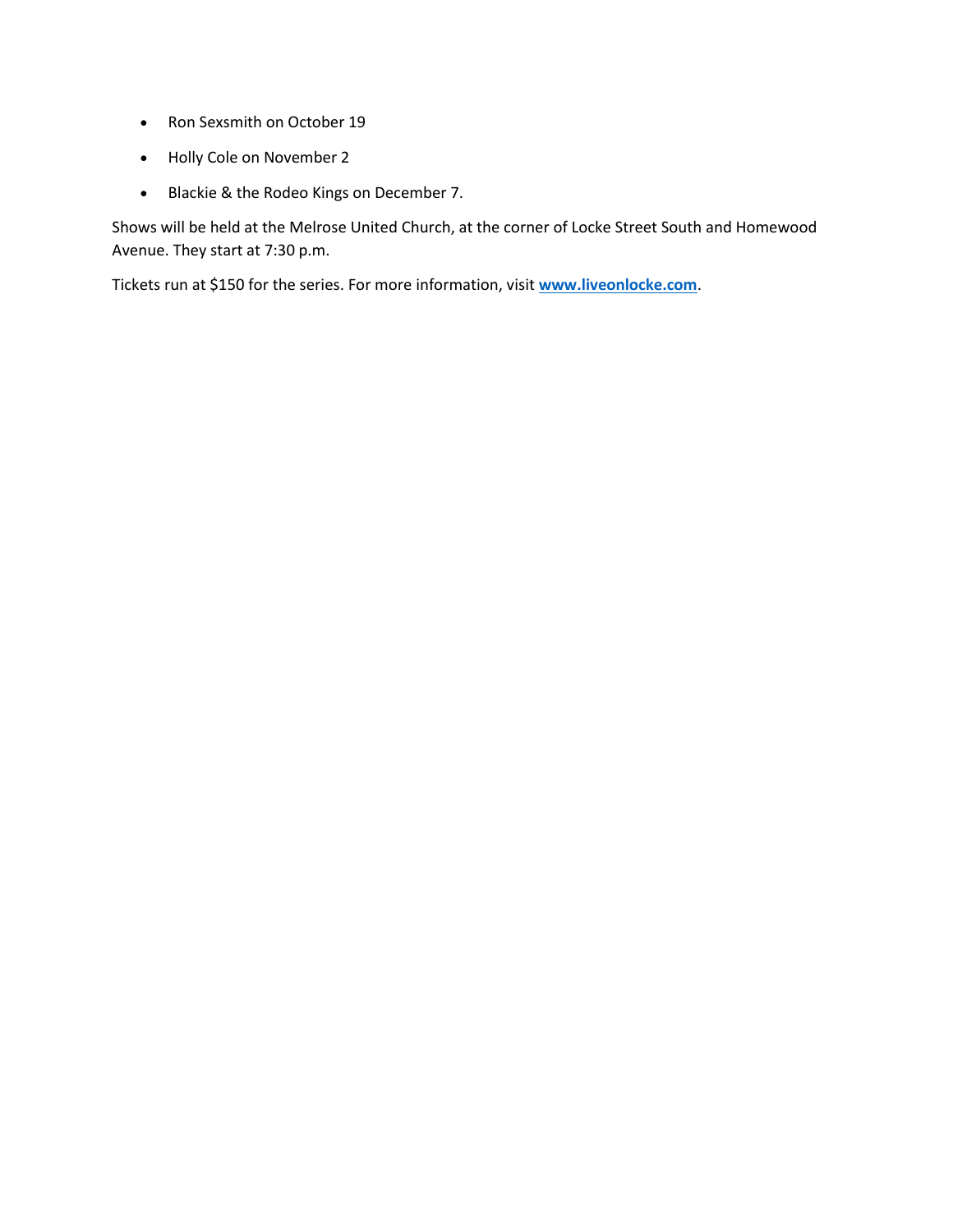- Ron Sexsmith on October 19
- Holly Cole on November 2
- Blackie & the Rodeo Kings on December 7.

Shows will be held at the Melrose United Church, at the corner of Locke Street South and Homewood Avenue. They start at 7:30 p.m.

Tickets run at $150 for the series. For more information, visit **www.liveonlocke.com**.